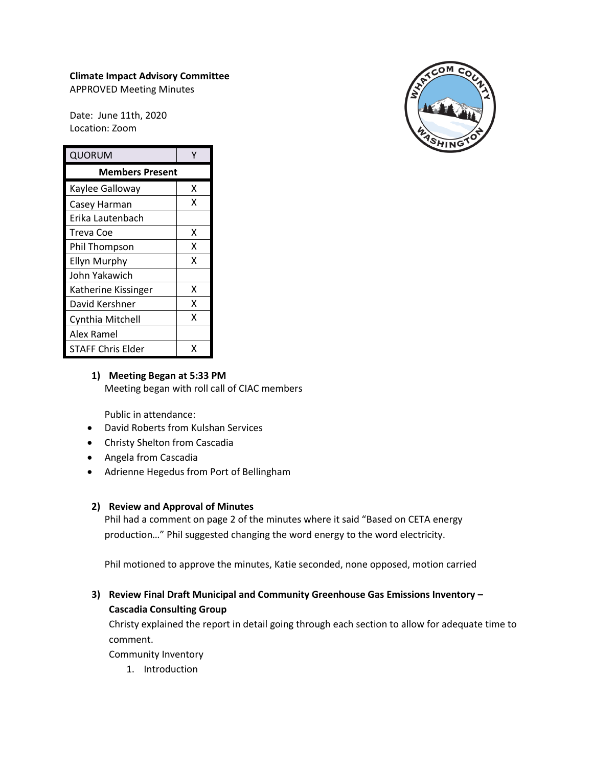**Climate Impact Advisory Committee**
APPROVED Meeting Minutes

Date: June 11th, 2020
Location: Zoom

| QUORUM | Y |
|---|---|
| **Members Present** | |
| Kaylee Galloway | X |
| Casey Harman | X |
| Erika Lautenbach | |
| Treva Coe | X |
| Phil Thompson | X |
| Ellyn Murphy | X |
| John Yakawich | |
| Katherine Kissinger | X |
| David Kershner | X |
| Cynthia Mitchell | X |
| Alex Ramel | |
| STAFF Chris Elder | X |

1) **Meeting Began at 5:33 PM**
   Meeting began with roll call of CIAC members

   Public in attendance:
   - David Roberts from Kulshan Services
   - Christy Shelton from Cascadia
   - Angela from Cascadia
   - Adrienne Hegedus from Port of Bellingham

2) **Review and Approval of Minutes**
   Phil had a comment on page 2 of the minutes where it said "Based on CETA energy production…" Phil suggested changing the word energy to the word electricity.

   Phil motioned to approve the minutes, Katie seconded, none opposed, motion carried

3) **Review Final Draft Municipal and Community Greenhouse Gas Emissions Inventory – Cascadia Consulting Group**
   Christy explained the report in detail going through each section to allow for adequate time to comment.
   Community Inventory
   1. Introduction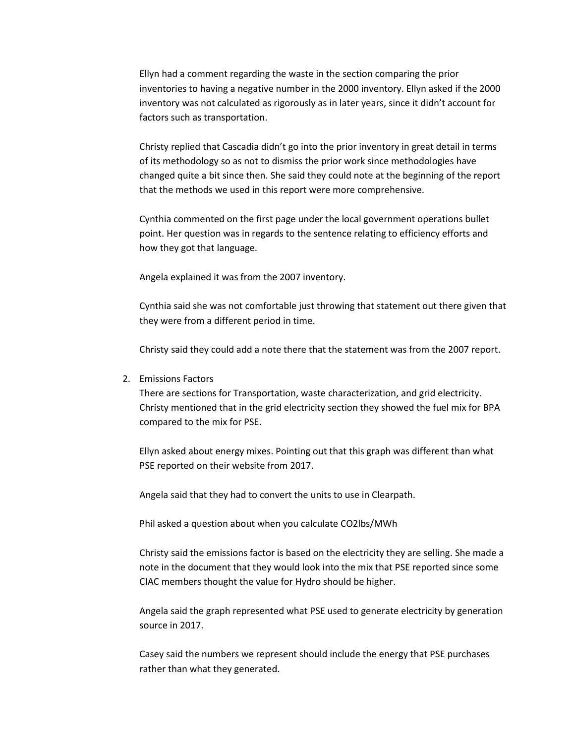Ellyn had a comment regarding the waste in the section comparing the prior inventories to having a negative number in the 2000 inventory. Ellyn asked if the 2000 inventory was not calculated as rigorously as in later years, since it didn't account for factors such as transportation.

Christy replied that Cascadia didn't go into the prior inventory in great detail in terms of its methodology so as not to dismiss the prior work since methodologies have changed quite a bit since then. She said they could note at the beginning of the report that the methods we used in this report were more comprehensive.

Cynthia commented on the first page under the local government operations bullet point. Her question was in regards to the sentence relating to efficiency efforts and how they got that language.

Angela explained it was from the 2007 inventory.

Cynthia said she was not comfortable just throwing that statement out there given that they were from a different period in time.

Christy said they could add a note there that the statement was from the 2007 report.

2. Emissions Factors

   There are sections for Transportation, waste characterization, and grid electricity. Christy mentioned that in the grid electricity section they showed the fuel mix for BPA compared to the mix for PSE.

   Ellyn asked about energy mixes. Pointing out that this graph was different than what PSE reported on their website from 2017.

   Angela said that they had to convert the units to use in Clearpath.

   Phil asked a question about when you calculate $CO_2$lbs/MWh

   Christy said the emissions factor is based on the electricity they are selling. She made a note in the document that they would look into the mix that PSE reported since some CIAC members thought the value for Hydro should be higher.

   Angela said the graph represented what PSE used to generate electricity by generation source in 2017.

   Casey said the numbers we represent should include the energy that PSE purchases rather than what they generated.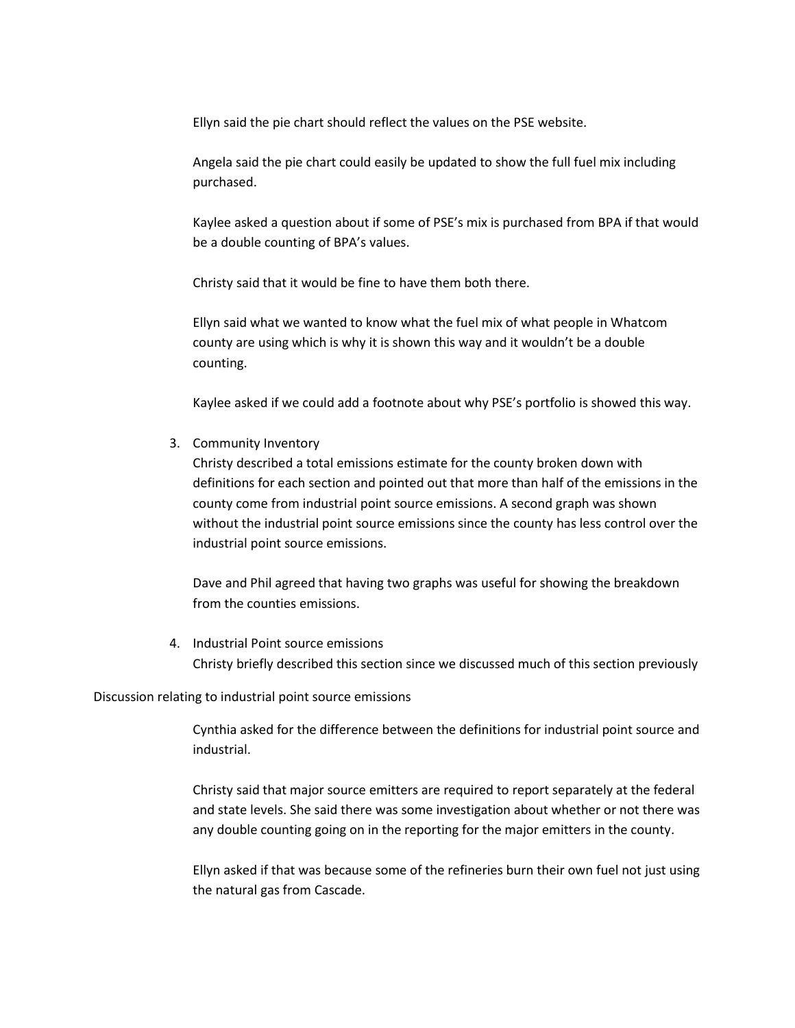Ellyn said the pie chart should reflect the values on the PSE website.

Angela said the pie chart could easily be updated to show the full fuel mix including purchased.

Kaylee asked a question about if some of PSE's mix is purchased from BPA if that would be a double counting of BPA's values.

Christy said that it would be fine to have them both there.

Ellyn said what we wanted to know what the fuel mix of what people in Whatcom county are using which is why it is shown this way and it wouldn't be a double counting.

Kaylee asked if we could add a footnote about why PSE's portfolio is showed this way.

3. Community Inventory
   Christy described a total emissions estimate for the county broken down with definitions for each section and pointed out that more than half of the emissions in the county come from industrial point source emissions. A second graph was shown without the industrial point source emissions since the county has less control over the industrial point source emissions.

   Dave and Phil agreed that having two graphs was useful for showing the breakdown from the counties emissions.

4. Industrial Point source emissions
   Christy briefly described this section since we discussed much of this section previously

Discussion relating to industrial point source emissions

Cynthia asked for the difference between the definitions for industrial point source and industrial.

Christy said that major source emitters are required to report separately at the federal and state levels. She said there was some investigation about whether or not there was any double counting going on in the reporting for the major emitters in the county.

Ellyn asked if that was because some of the refineries burn their own fuel not just using the natural gas from Cascade.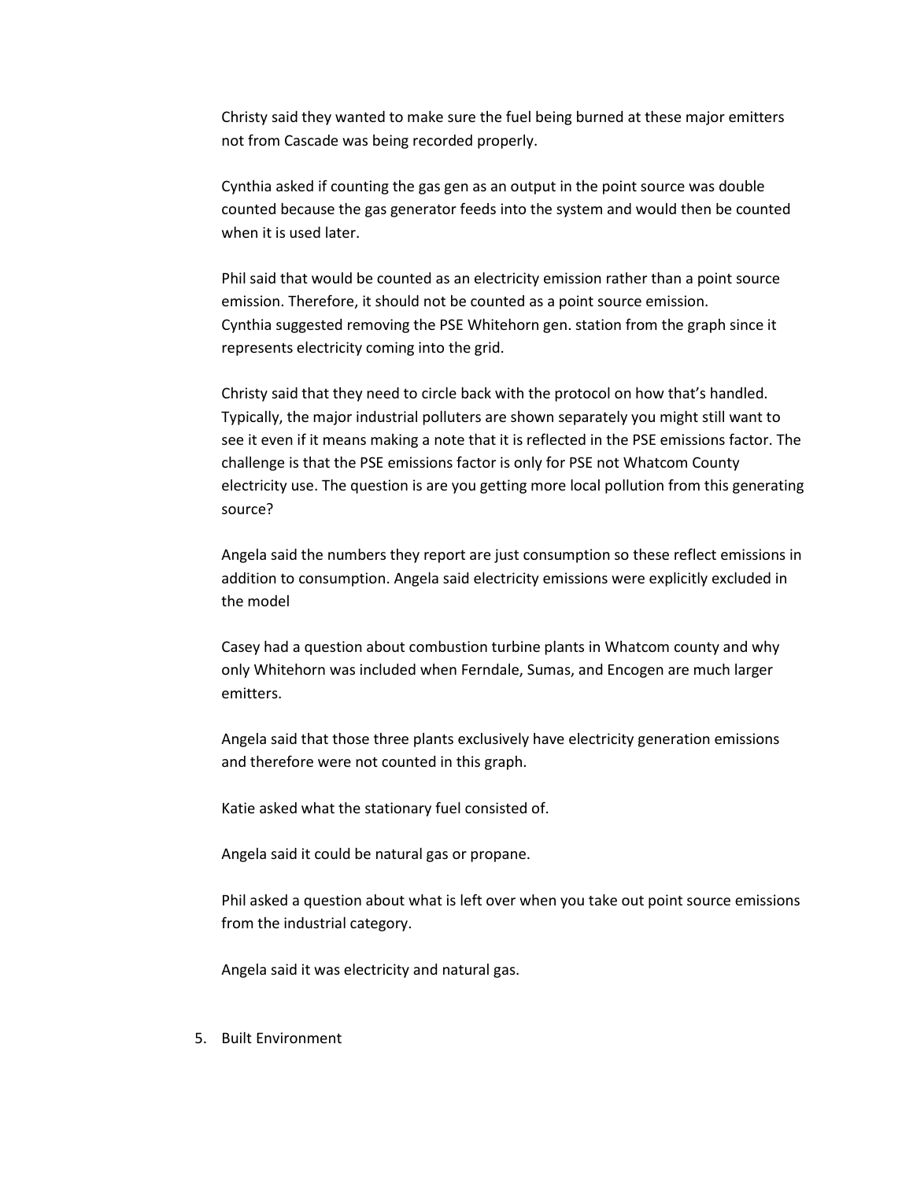Christy said they wanted to make sure the fuel being burned at these major emitters not from Cascade was being recorded properly.

Cynthia asked if counting the gas gen as an output in the point source was double counted because the gas generator feeds into the system and would then be counted when it is used later.

Phil said that would be counted as an electricity emission rather than a point source emission. Therefore, it should not be counted as a point source emission.
Cynthia suggested removing the PSE Whitehorn gen. station from the graph since it represents electricity coming into the grid.

Christy said that they need to circle back with the protocol on how that's handled. Typically, the major industrial polluters are shown separately you might still want to see it even if it means making a note that it is reflected in the PSE emissions factor. The challenge is that the PSE emissions factor is only for PSE not Whatcom County electricity use. The question is are you getting more local pollution from this generating source?

Angela said the numbers they report are just consumption so these reflect emissions in addition to consumption. Angela said electricity emissions were explicitly excluded in the model

Casey had a question about combustion turbine plants in Whatcom county and why only Whitehorn was included when Ferndale, Sumas, and Encogen are much larger emitters.

Angela said that those three plants exclusively have electricity generation emissions and therefore were not counted in this graph.

Katie asked what the stationary fuel consisted of.

Angela said it could be natural gas or propane.

Phil asked a question about what is left over when you take out point source emissions from the industrial category.

Angela said it was electricity and natural gas.

5. Built Environment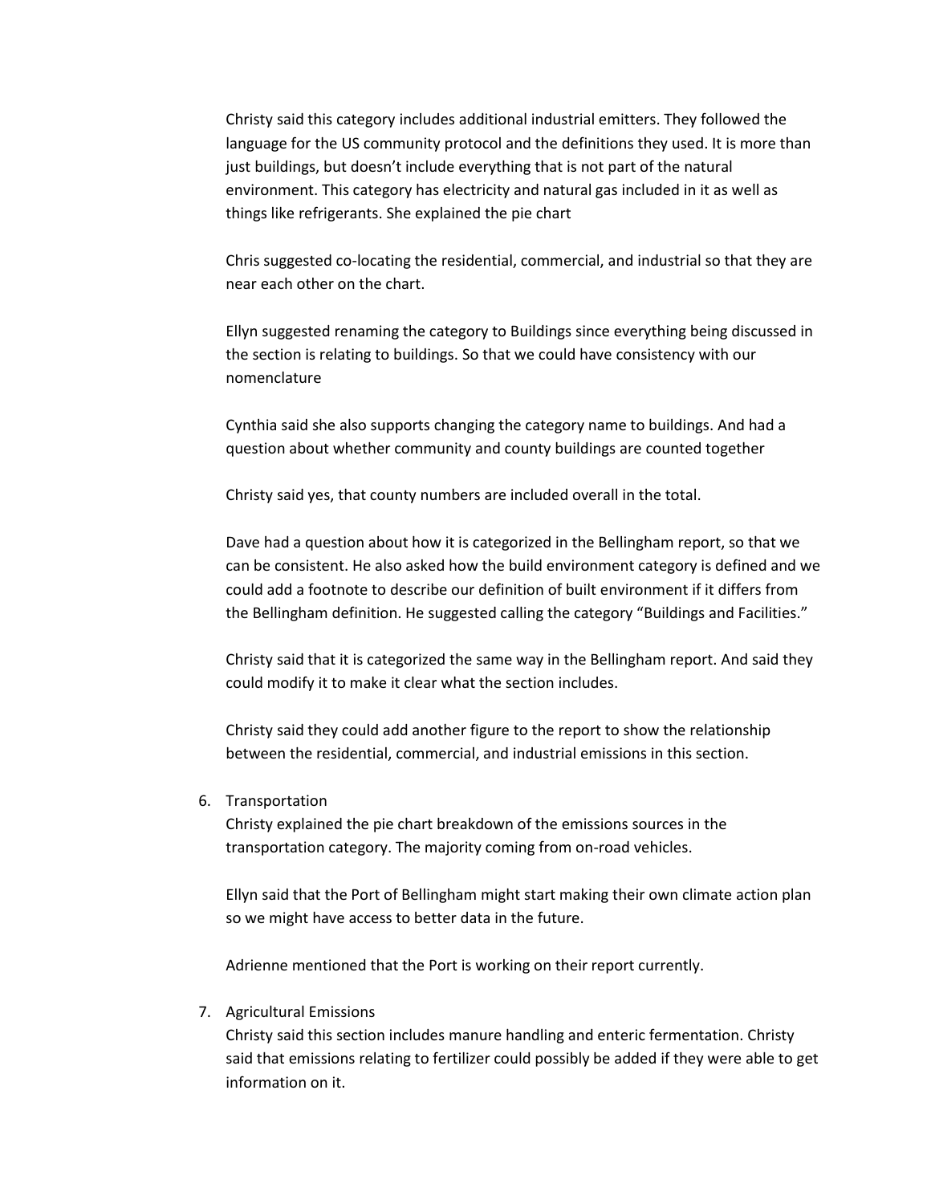Christy said this category includes additional industrial emitters. They followed the language for the US community protocol and the definitions they used. It is more than just buildings, but doesn't include everything that is not part of the natural environment. This category has electricity and natural gas included in it as well as things like refrigerants. She explained the pie chart

Chris suggested co-locating the residential, commercial, and industrial so that they are near each other on the chart.

Ellyn suggested renaming the category to Buildings since everything being discussed in the section is relating to buildings. So that we could have consistency with our nomenclature

Cynthia said she also supports changing the category name to buildings. And had a question about whether community and county buildings are counted together

Christy said yes, that county numbers are included overall in the total.

Dave had a question about how it is categorized in the Bellingham report, so that we can be consistent. He also asked how the build environment category is defined and we could add a footnote to describe our definition of built environment if it differs from the Bellingham definition. He suggested calling the category "Buildings and Facilities."

Christy said that it is categorized the same way in the Bellingham report. And said they could modify it to make it clear what the section includes.

Christy said they could add another figure to the report to show the relationship between the residential, commercial, and industrial emissions in this section.

6. Transportation

   Christy explained the pie chart breakdown of the emissions sources in the transportation category. The majority coming from on-road vehicles.

   Ellyn said that the Port of Bellingham might start making their own climate action plan so we might have access to better data in the future.

   Adrienne mentioned that the Port is working on their report currently.

7. Agricultural Emissions

   Christy said this section includes manure handling and enteric fermentation. Christy said that emissions relating to fertilizer could possibly be added if they were able to get information on it.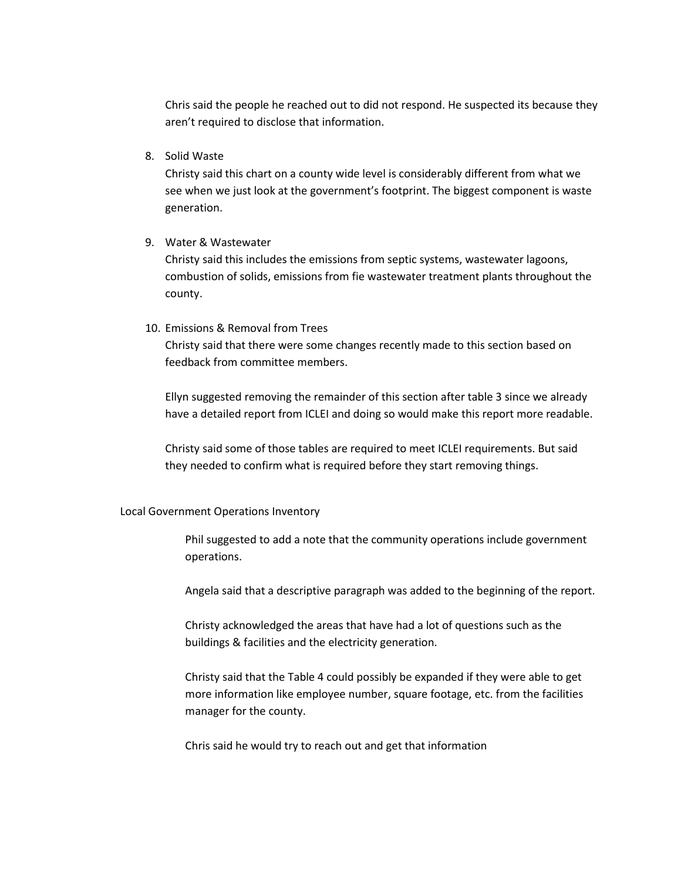Chris said the people he reached out to did not respond. He suspected its because they aren't required to disclose that information.

8. Solid Waste

   Christy said this chart on a county wide level is considerably different from what we see when we just look at the government's footprint. The biggest component is waste generation.

9. Water & Wastewater

   Christy said this includes the emissions from septic systems, wastewater lagoons, combustion of solids, emissions from fie wastewater treatment plants throughout the county.

10. Emissions & Removal from Trees

    Christy said that there were some changes recently made to this section based on feedback from committee members.

    Ellyn suggested removing the remainder of this section after table 3 since we already have a detailed report from ICLEI and doing so would make this report more readable.

    Christy said some of those tables are required to meet ICLEI requirements. But said they needed to confirm what is required before they start removing things.

Local Government Operations Inventory

Phil suggested to add a note that the community operations include government operations.

Angela said that a descriptive paragraph was added to the beginning of the report.

Christy acknowledged the areas that have had a lot of questions such as the buildings & facilities and the electricity generation.

Christy said that the Table 4 could possibly be expanded if they were able to get more information like employee number, square footage, etc. from the facilities manager for the county.

Chris said he would try to reach out and get that information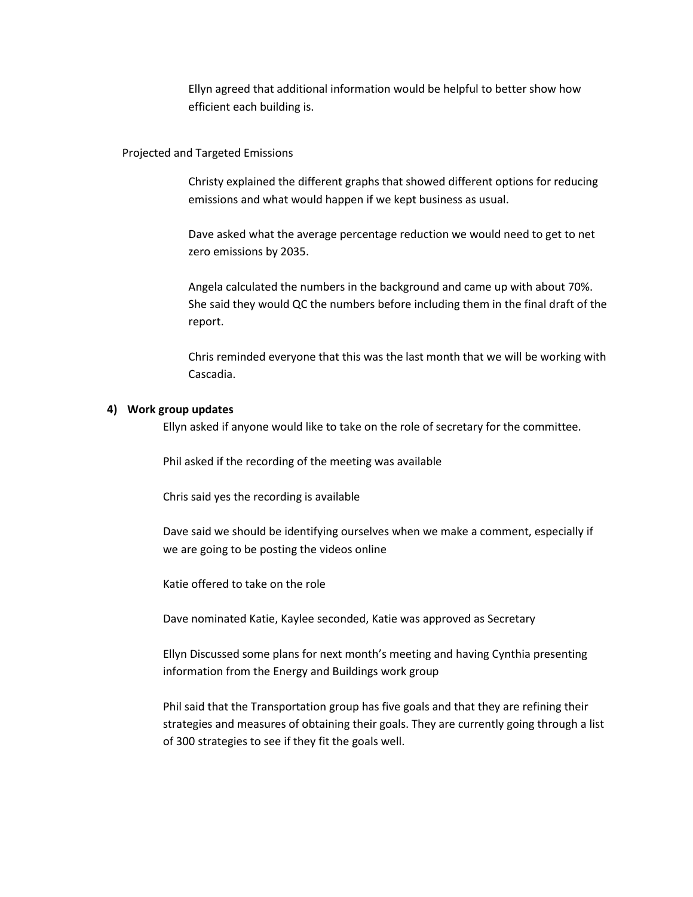Ellyn agreed that additional information would be helpful to better show how efficient each building is.

Projected and Targeted Emissions

Christy explained the different graphs that showed different options for reducing emissions and what would happen if we kept business as usual.

Dave asked what the average percentage reduction we would need to get to net zero emissions by 2035.

Angela calculated the numbers in the background and came up with about 70%. She said they would QC the numbers before including them in the final draft of the report.

Chris reminded everyone that this was the last month that we will be working with Cascadia.

**4) Work group updates**

Ellyn asked if anyone would like to take on the role of secretary for the committee.

Phil asked if the recording of the meeting was available

Chris said yes the recording is available

Dave said we should be identifying ourselves when we make a comment, especially if we are going to be posting the videos online

Katie offered to take on the role

Dave nominated Katie, Kaylee seconded, Katie was approved as Secretary

Ellyn Discussed some plans for next month's meeting and having Cynthia presenting information from the Energy and Buildings work group

Phil said that the Transportation group has five goals and that they are refining their strategies and measures of obtaining their goals. They are currently going through a list of 300 strategies to see if they fit the goals well.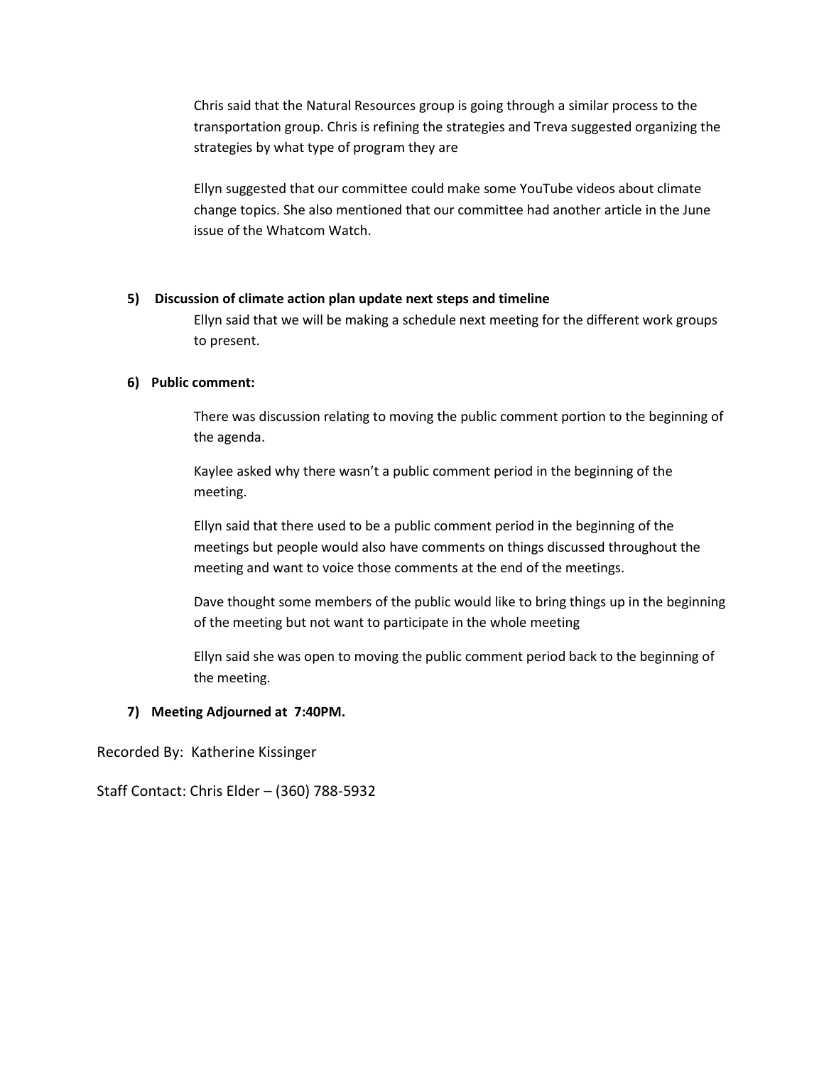Chris said that the Natural Resources group is going through a similar process to the transportation group. Chris is refining the strategies and Treva suggested organizing the strategies by what type of program they are

Ellyn suggested that our committee could make some YouTube videos about climate change topics. She also mentioned that our committee had another article in the June issue of the Whatcom Watch.

**5) Discussion of climate action plan update next steps and timeline**

Ellyn said that we will be making a schedule next meeting for the different work groups to present.

**6) Public comment:**

There was discussion relating to moving the public comment portion to the beginning of the agenda.

Kaylee asked why there wasn't a public comment period in the beginning of the meeting.

Ellyn said that there used to be a public comment period in the beginning of the meetings but people would also have comments on things discussed throughout the meeting and want to voice those comments at the end of the meetings.

Dave thought some members of the public would like to bring things up in the beginning of the meeting but not want to participate in the whole meeting

Ellyn said she was open to moving the public comment period back to the beginning of the meeting.

**7) Meeting Adjourned at 7:40PM.**

Recorded By: Katherine Kissinger

Staff Contact: Chris Elder – (360) 788-5932